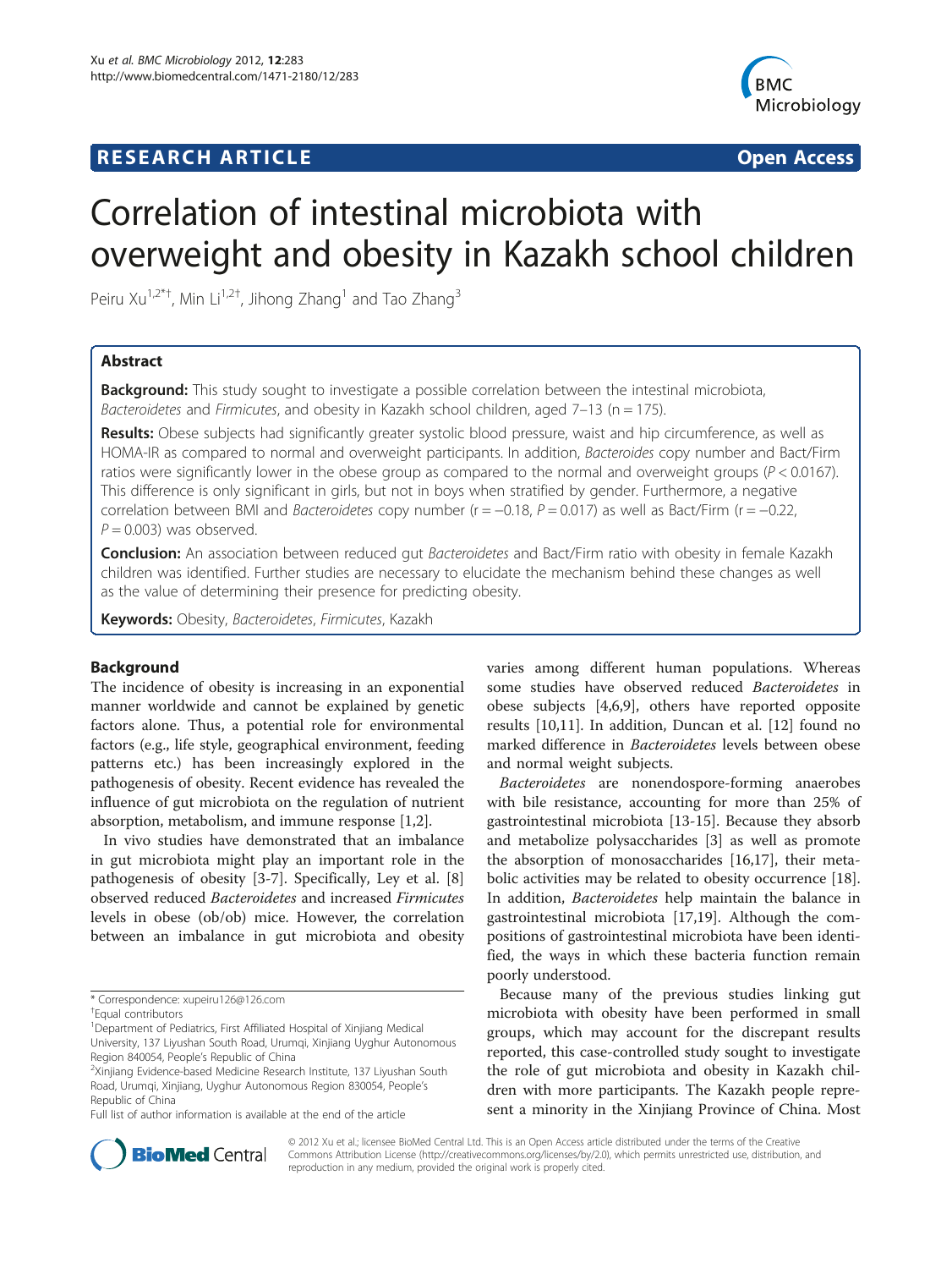**RESEARCH ARTICLE** **Open Access**

# Correlation of intestinal microbiota with overweight and obesity in Kazakh school children

Peiru Xu[1,2*†], Min Li[1,2†], Jihong Zhang[1] and Tao Zhang[3]

## Abstract

**Background:** This study sought to investigate a possible correlation between the intestinal microbiota, *Bacteroidetes* and *Firmicutes*, and obesity in Kazakh school children, aged 7–13 (n = 175).

**Results:** Obese subjects had significantly greater systolic blood pressure, waist and hip circumference, as well as HOMA-IR as compared to normal and overweight participants. In addition, *Bacteroides* copy number and Bact/Firm ratios were significantly lower in the obese group as compared to the normal and overweight groups ($P < 0.0167$). This difference is only significant in girls, but not in boys when stratified by gender. Furthermore, a negative correlation between BMI and *Bacteroidetes* copy number ($r = -0.18$, $P = 0.017$) as well as Bact/Firm ($r = -0.22$, $P = 0.003$) was observed.

**Conclusion:** An association between reduced gut *Bacteroidetes* and Bact/Firm ratio with obesity in female Kazakh children was identified. Further studies are necessary to elucidate the mechanism behind these changes as well as the value of determining their presence for predicting obesity.

**Keywords:** Obesity, *Bacteroidetes*, *Firmicutes*, Kazakh

## Background

The incidence of obesity is increasing in an exponential manner worldwide and cannot be explained by genetic factors alone. Thus, a potential role for environmental factors (e.g., life style, geographical environment, feeding patterns etc.) has been increasingly explored in the pathogenesis of obesity. Recent evidence has revealed the influence of gut microbiota on the regulation of nutrient absorption, metabolism, and immune response [1,2].

In vivo studies have demonstrated that an imbalance in gut microbiota might play an important role in the pathogenesis of obesity [3-7]. Specifically, Ley et al. [8] observed reduced *Bacteroidetes* and increased *Firmicutes* levels in obese (ob/ob) mice. However, the correlation between an imbalance in gut microbiota and obesity varies among different human populations. Whereas some studies have observed reduced *Bacteroidetes* in obese subjects [4,6,9], others have reported opposite results [10,11]. In addition, Duncan et al. [12] found no marked difference in *Bacteroidetes* levels between obese and normal weight subjects.

*Bacteroidetes* are nonendospore-forming anaerobes with bile resistance, accounting for more than 25% of gastrointestinal microbiota [13-15]. Because they absorb and metabolize polysaccharides [3] as well as promote the absorption of monosaccharides [16,17], their metabolic activities may be related to obesity occurrence [18]. In addition, *Bacteroidetes* help maintain the balance in gastrointestinal microbiota [17,19]. Although the compositions of gastrointestinal microbiota have been identified, the ways in which these bacteria function remain poorly understood.

Because many of the previous studies linking gut microbiota with obesity have been performed in small groups, which may account for the discrepant results reported, this case-controlled study sought to investigate the role of gut microbiota and obesity in Kazakh children with more participants. The Kazakh people represent a minority in the Xinjiang Province of China. Most

---

\* Correspondence: xupeiru126@126.com
†Equal contributors
[1]Department of Pediatrics, First Affiliated Hospital of Xinjiang Medical University, 137 Liyushan South Road, Urumqi, Xinjiang Uyghur Autonomous Region 840054, People's Republic of China
[2]Xinjiang Evidence-based Medicine Research Institute, 137 Liyushan South Road, Urumqi, Xinjiang, Uyghur Autonomous Region 830054, People's Republic of China
Full list of author information is available at the end of the article

© 2012 Xu et al.; licensee BioMed Central Ltd. This is an Open Access article distributed under the terms of the Creative Commons Attribution License (http://creativecommons.org/licenses/by/2.0), which permits unrestricted use, distribution, and reproduction in any medium, provided the original work is properly cited.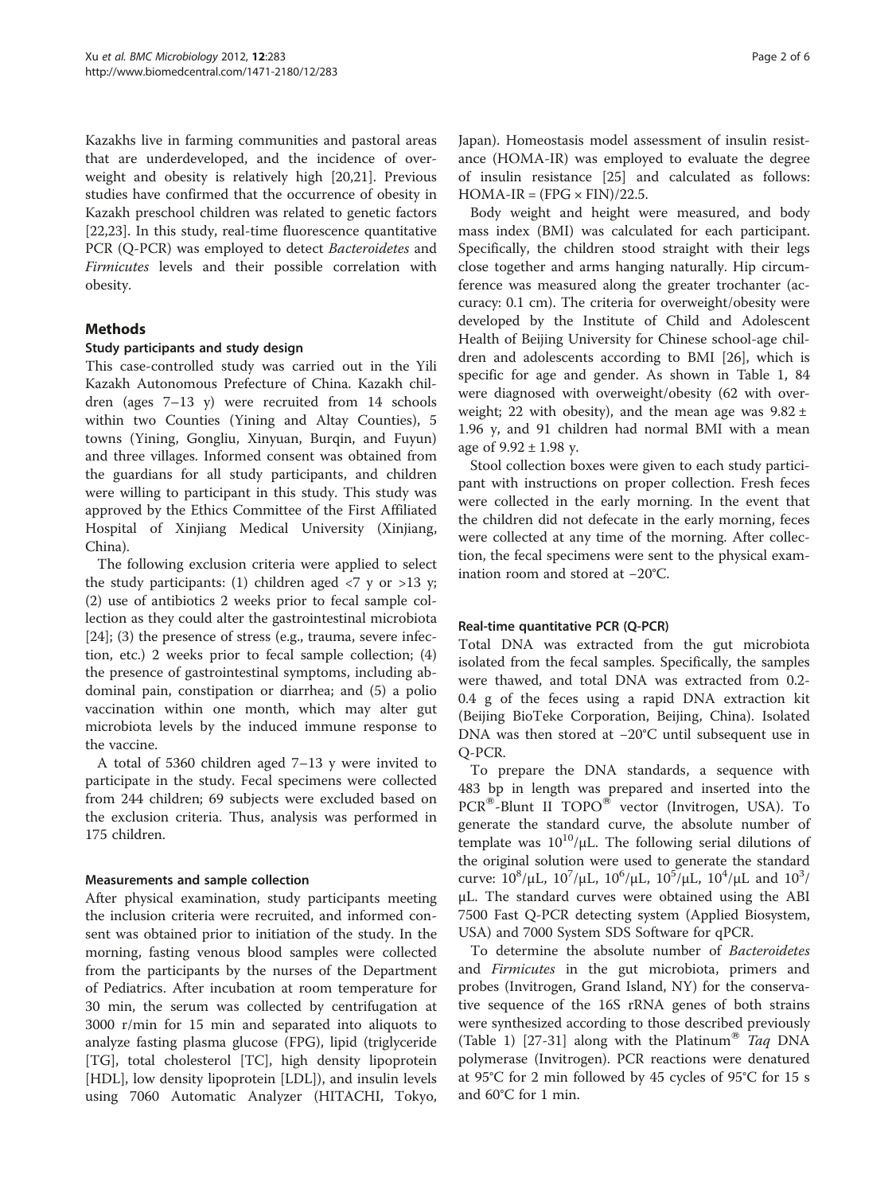Kazakhs live in farming communities and pastoral areas that are underdeveloped, and the incidence of overweight and obesity is relatively high [20,21]. Previous studies have confirmed that the occurrence of obesity in Kazakh preschool children was related to genetic factors [22,23]. In this study, real-time fluorescence quantitative PCR (Q-PCR) was employed to detect *Bacteroidetes* and *Firmicutes* levels and their possible correlation with obesity.

## Methods

### Study participants and study design

This case-controlled study was carried out in the Yili Kazakh Autonomous Prefecture of China. Kazakh children (ages 7–13 y) were recruited from 14 schools within two Counties (Yining and Altay Counties), 5 towns (Yining, Gongliu, Xinyuan, Burqin, and Fuyun) and three villages. Informed consent was obtained from the guardians for all study participants, and children were willing to participant in this study. This study was approved by the Ethics Committee of the First Affiliated Hospital of Xinjiang Medical University (Xinjiang, China).

The following exclusion criteria were applied to select the study participants: (1) children aged <7 y or >13 y; (2) use of antibiotics 2 weeks prior to fecal sample collection as they could alter the gastrointestinal microbiota [24]; (3) the presence of stress (e.g., trauma, severe infection, etc.) 2 weeks prior to fecal sample collection; (4) the presence of gastrointestinal symptoms, including abdominal pain, constipation or diarrhea; and (5) a polio vaccination within one month, which may alter gut microbiota levels by the induced immune response to the vaccine.

A total of 5360 children aged 7–13 y were invited to participate in the study. Fecal specimens were collected from 244 children; 69 subjects were excluded based on the exclusion criteria. Thus, analysis was performed in 175 children.

### Measurements and sample collection

After physical examination, study participants meeting the inclusion criteria were recruited, and informed consent was obtained prior to initiation of the study. In the morning, fasting venous blood samples were collected from the participants by the nurses of the Department of Pediatrics. After incubation at room temperature for 30 min, the serum was collected by centrifugation at 3000 r/min for 15 min and separated into aliquots to analyze fasting plasma glucose (FPG), lipid (triglyceride [TG], total cholesterol [TC], high density lipoprotein [HDL], low density lipoprotein [LDL]), and insulin levels using 7060 Automatic Analyzer (HITACHI, Tokyo, Japan). Homeostasis model assessment of insulin resistance (HOMA-IR) was employed to evaluate the degree of insulin resistance [25] and calculated as follows: $\text{HOMA-IR} = (\text{FPG} \times \text{FIN})/22.5$.

Body weight and height were measured, and body mass index (BMI) was calculated for each participant. Specifically, the children stood straight with their legs close together and arms hanging naturally. Hip circumference was measured along the greater trochanter (accuracy: 0.1 cm). The criteria for overweight/obesity were developed by the Institute of Child and Adolescent Health of Beijing University for Chinese school-age children and adolescents according to BMI [26], which is specific for age and gender. As shown in Table 1, 84 were diagnosed with overweight/obesity (62 with overweight; 22 with obesity), and the mean age was $9.82 \pm 1.96$ y, and 91 children had normal BMI with a mean age of $9.92 \pm 1.98$ y.

Stool collection boxes were given to each study participant with instructions on proper collection. Fresh feces were collected in the early morning. In the event that the children did not defecate in the early morning, feces were collected at any time of the morning. After collection, the fecal specimens were sent to the physical examination room and stored at −20°C.

### Real-time quantitative PCR (Q-PCR)

Total DNA was extracted from the gut microbiota isolated from the fecal samples. Specifically, the samples were thawed, and total DNA was extracted from 0.2-0.4 g of the feces using a rapid DNA extraction kit (Beijing BioTeke Corporation, Beijing, China). Isolated DNA was then stored at −20°C until subsequent use in Q-PCR.

To prepare the DNA standards, a sequence with 483 bp in length was prepared and inserted into the PCR®-Blunt II TOPO® vector (Invitrogen, USA). To generate the standard curve, the absolute number of template was $10^{10}$/μL. The following serial dilutions of the original solution were used to generate the standard curve: $10^{8}$/μL, $10^{7}$/μL, $10^{6}$/μL, $10^{5}$/μL, $10^{4}$/μL and $10^{3}$/μL. The standard curves were obtained using the ABI 7500 Fast Q-PCR detecting system (Applied Biosystem, USA) and 7000 System SDS Software for qPCR.

To determine the absolute number of *Bacteroidetes* and *Firmicutes* in the gut microbiota, primers and probes (Invitrogen, Grand Island, NY) for the conservative sequence of the 16S rRNA genes of both strains were synthesized according to those described previously (Table 1) [27-31] along with the Platinum® *Taq* DNA polymerase (Invitrogen). PCR reactions were denatured at 95°C for 2 min followed by 45 cycles of 95°C for 15 s and 60°C for 1 min.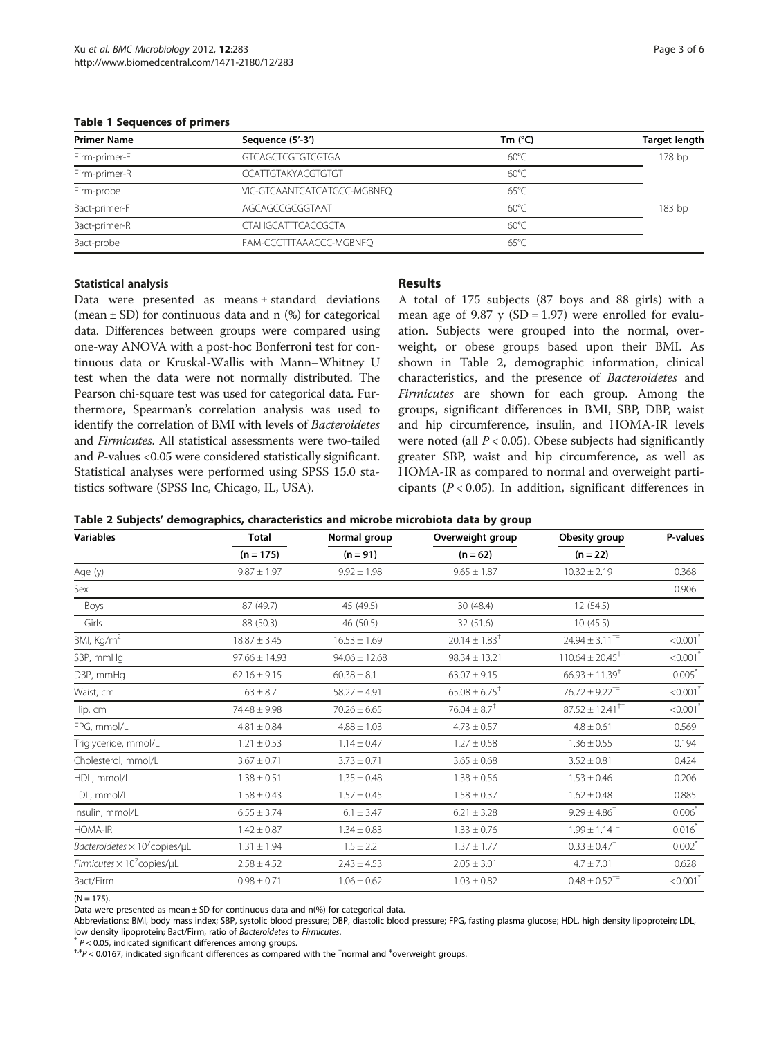**Table 1 Sequences of primers**

| Primer Name | Sequence (5'-3') | Tm (°C) | Target length |
|---|---|---|---|
| Firm-primer-F | GTCAGCTCGTGTCGTGA | 60°C | 178 bp |
| Firm-primer-R | CCATTGTAKYACGTGTGT | 60°C | |
| Firm-probe | VIC-GTCAANTCATCATGCC-MGBNFQ | 65°C | |
| Bact-primer-F | AGCAGCCGCGGTAAT | 60°C | 183 bp |
| Bact-primer-R | CTAHGCATTTCACCGCTA | 60°C | |
| Bact-probe | FAM-CCCTTTAAACCC-MGBNFQ | 65°C | |

### Statistical analysis

Data were presented as means ± standard deviations (mean ± SD) for continuous data and n (%) for categorical data. Differences between groups were compared using one-way ANOVA with a post-hoc Bonferroni test for continuous data or Kruskal-Wallis with Mann–Whitney U test when the data were not normally distributed. The Pearson chi-square test was used for categorical data. Furthermore, Spearman's correlation analysis was used to identify the correlation of BMI with levels of *Bacteroidetes* and *Firmicutes*. All statistical assessments were two-tailed and *P*-values <0.05 were considered statistically significant. Statistical analyses were performed using SPSS 15.0 statistics software (SPSS Inc, Chicago, IL, USA).

## Results

A total of 175 subjects (87 boys and 88 girls) with a mean age of 9.87 y (SD = 1.97) were enrolled for evaluation. Subjects were grouped into the normal, overweight, or obese groups based upon their BMI. As shown in Table 2, demographic information, clinical characteristics, and the presence of *Bacteroidetes* and *Firmicutes* are shown for each group. Among the groups, significant differences in BMI, SBP, DBP, waist and hip circumference, insulin, and HOMA-IR levels were noted (all $P < 0.05$). Obese subjects had significantly greater SBP, waist and hip circumference, as well as HOMA-IR as compared to normal and overweight participants ($P < 0.05$). In addition, significant differences in

**Table 2 Subjects' demographics, characteristics and microbe microbiota data by group**

| Variables | Total | Normal group | Overweight group | Obesity group | P-values |
|---|---|---|---|---|---|
| | (n = 175) | (n = 91) | (n = 62) | (n = 22) | |
| Age (y) | 9.87 ± 1.97 | 9.92 ± 1.98 | 9.65 ± 1.87 | 10.32 ± 2.19 | 0.368 |
| Sex | | | | | 0.906 |
| Boys | 87 (49.7) | 45 (49.5) | 30 (48.4) | 12 (54.5) | |
| Girls | 88 (50.3) | 46 (50.5) | 32 (51.6) | 10 (45.5) | |
| BMI, Kg/m$^2$ | 18.87 ± 3.45 | 16.53 ± 1.69 | 20.14 ± 1.83$^{†}$ | 24.94 ± 3.11$^{†‡}$ | <0.001$^{*}$ |
| SBP, mmHg | 97.66 ± 14.93 | 94.06 ± 12.68 | 98.34 ± 13.21 | 110.64 ± 20.45$^{†‡}$ | <0.001$^{*}$ |
| DBP, mmHg | 62.16 ± 9.15 | 60.38 ± 8.1 | 63.07 ± 9.15 | 66.93 ± 11.39$^{†}$ | 0.005$^{*}$ |
| Waist, cm | 63 ± 8.7 | 58.27 ± 4.91 | 65.08 ± 6.75$^{†}$ | 76.72 ± 9.22$^{†‡}$ | <0.001$^{*}$ |
| Hip, cm | 74.48 ± 9.98 | 70.26 ± 6.65 | 76.04 ± 8.7$^{†}$ | 87.52 ± 12.41$^{†‡}$ | <0.001$^{*}$ |
| FPG, mmol/L | 4.81 ± 0.84 | 4.88 ± 1.03 | 4.73 ± 0.57 | 4.8 ± 0.61 | 0.569 |
| Triglyceride, mmol/L | 1.21 ± 0.53 | 1.14 ± 0.47 | 1.27 ± 0.58 | 1.36 ± 0.55 | 0.194 |
| Cholesterol, mmol/L | 3.67 ± 0.71 | 3.73 ± 0.71 | 3.65 ± 0.68 | 3.52 ± 0.81 | 0.424 |
| HDL, mmol/L | 1.38 ± 0.51 | 1.35 ± 0.48 | 1.38 ± 0.56 | 1.53 ± 0.46 | 0.206 |
| LDL, mmol/L | 1.58 ± 0.43 | 1.57 ± 0.45 | 1.58 ± 0.37 | 1.62 ± 0.48 | 0.885 |
| Insulin, mmol/L | 6.55 ± 3.74 | 6.1 ± 3.47 | 6.21 ± 3.28 | 9.29 ± 4.86$^{‡}$ | 0.006$^{*}$ |
| HOMA-IR | 1.42 ± 0.87 | 1.34 ± 0.83 | 1.33 ± 0.76 | 1.99 ± 1.14$^{†‡}$ | 0.016$^{*}$ |
| *Bacteroidetes* × $10^7$copies/μL | 1.31 ± 1.94 | 1.5 ± 2.2 | 1.37 ± 1.77 | 0.33 ± 0.47$^{†}$ | 0.002$^{*}$ |
| *Firmicutes* × $10^7$copies/μL | 2.58 ± 4.52 | 2.43 ± 4.53 | 2.05 ± 3.01 | 4.7 ± 7.01 | 0.628 |
| Bact/Firm | 0.98 ± 0.71 | 1.06 ± 0.62 | 1.03 ± 0.82 | 0.48 ± 0.52$^{†‡}$ | <0.001$^{*}$ |

(N = 175).

Data were presented as mean ± SD for continuous data and n(%) for categorical data.

Abbreviations: BMI, body mass index; SBP, systolic blood pressure; DBP, diastolic blood pressure; FPG, fasting plasma glucose; HDL, high density lipoprotein; LDL, low density lipoprotein; Bact/Firm, ratio of *Bacteroidetes* to *Firmicutes*.

$^{*}$ $P < 0.05$, indicated significant differences among groups.

$^{†,‡}P < 0.0167$, indicated significant differences as compared with the $^{†}$normal and $^{‡}$overweight groups.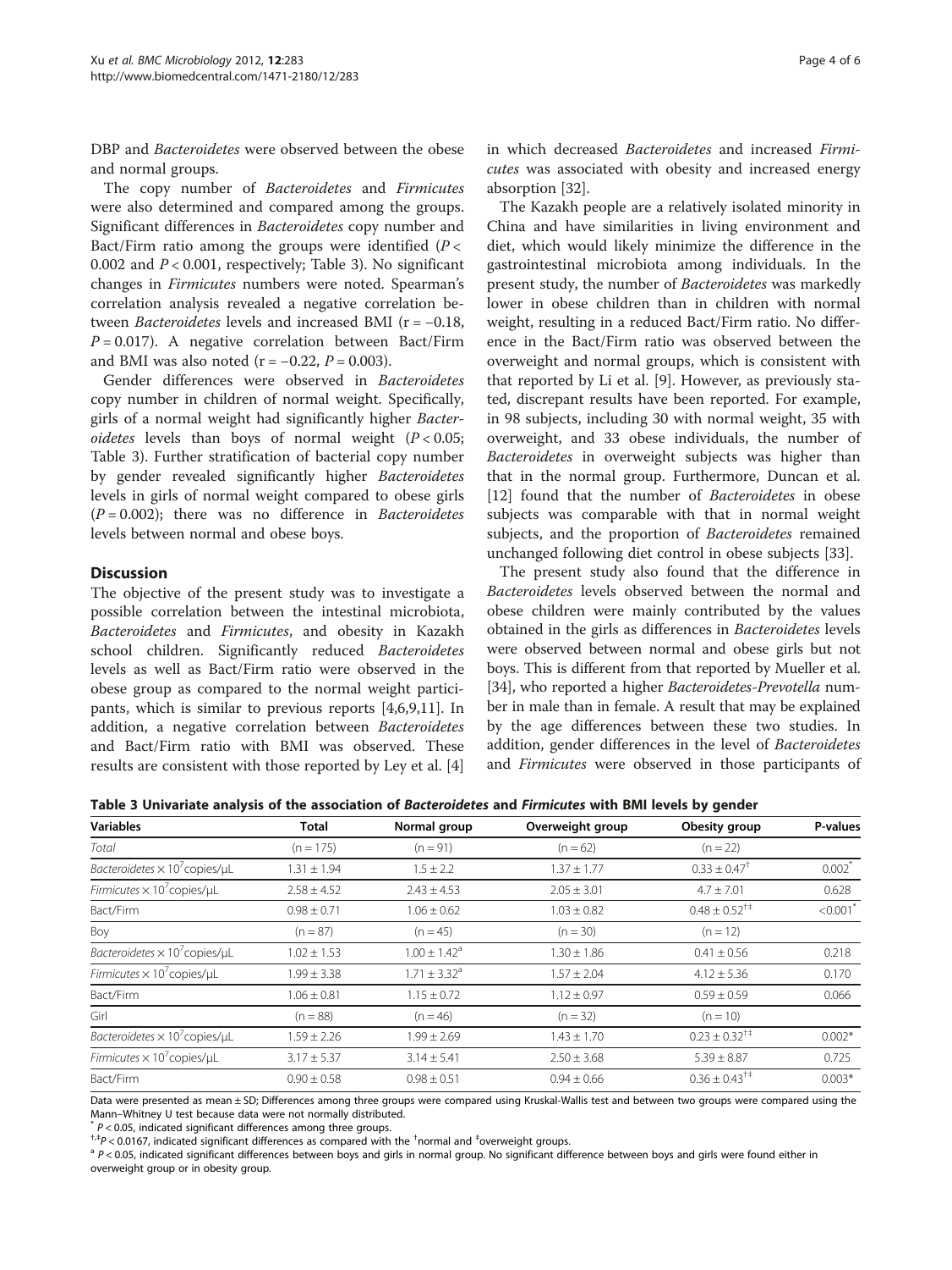DBP and *Bacteroidetes* were observed between the obese and normal groups.

The copy number of *Bacteroidetes* and *Firmicutes* were also determined and compared among the groups. Significant differences in *Bacteroidetes* copy number and Bact/Firm ratio among the groups were identified ($P <$ 0.002 and $P < 0.001$, respectively; Table 3). No significant changes in *Firmicutes* numbers were noted. Spearman's correlation analysis revealed a negative correlation between *Bacteroidetes* levels and increased BMI ($r = -0.18$, $P = 0.017$). A negative correlation between Bact/Firm and BMI was also noted ($r = -0.22$, $P = 0.003$).

Gender differences were observed in *Bacteroidetes* copy number in children of normal weight. Specifically, girls of a normal weight had significantly higher *Bacteroidetes* levels than boys of normal weight ($P < 0.05$; Table 3). Further stratification of bacterial copy number by gender revealed significantly higher *Bacteroidetes* levels in girls of normal weight compared to obese girls ($P = 0.002$); there was no difference in *Bacteroidetes* levels between normal and obese boys.

## Discussion

The objective of the present study was to investigate a possible correlation between the intestinal microbiota, *Bacteroidetes* and *Firmicutes*, and obesity in Kazakh school children. Significantly reduced *Bacteroidetes* levels as well as Bact/Firm ratio were observed in the obese group as compared to the normal weight participants, which is similar to previous reports [4,6,9,11]. In addition, a negative correlation between *Bacteroidetes* and Bact/Firm ratio with BMI was observed. These results are consistent with those reported by Ley et al. [4] in which decreased *Bacteroidetes* and increased *Firmicutes* was associated with obesity and increased energy absorption [32].

The Kazakh people are a relatively isolated minority in China and have similarities in living environment and diet, which would likely minimize the difference in the gastrointestinal microbiota among individuals. In the present study, the number of *Bacteroidetes* was markedly lower in obese children than in children with normal weight, resulting in a reduced Bact/Firm ratio. No difference in the Bact/Firm ratio was observed between the overweight and normal groups, which is consistent with that reported by Li et al. [9]. However, as previously stated, discrepant results have been reported. For example, in 98 subjects, including 30 with normal weight, 35 with overweight, and 33 obese individuals, the number of *Bacteroidetes* in overweight subjects was higher than that in the normal group. Furthermore, Duncan et al. [12] found that the number of *Bacteroidetes* in obese subjects was comparable with that in normal weight subjects, and the proportion of *Bacteroidetes* remained unchanged following diet control in obese subjects [33].

The present study also found that the difference in *Bacteroidetes* levels observed between the normal and obese children were mainly contributed by the values obtained in the girls as differences in *Bacteroidetes* levels were observed between normal and obese girls but not boys. This is different from that reported by Mueller et al. [34], who reported a higher *Bacteroidetes-Prevotella* number in male than in female. A result that may be explained by the age differences between these two studies. In addition, gender differences in the level of *Bacteroidetes* and *Firmicutes* were observed in those participants of

**Table 3 Univariate analysis of the association of *Bacteroidetes* and *Firmicutes* with BMI levels by gender**

| Variables | Total | Normal group | Overweight group | Obesity group | P-values |
|---|---|---|---|---|---|
| *Total* | (n = 175) | (n = 91) | (n = 62) | (n = 22) | |
| *Bacteroidetes* × $10^7$ copies/μL | 1.31 ± 1.94 | 1.5 ± 2.2 | 1.37 ± 1.77 | 0.33 ± 0.47[†] | 0.002[*] |
| *Firmicutes* × $10^7$ copies/μL | 2.58 ± 4.52 | 2.43 ± 4.53 | 2.05 ± 3.01 | 4.7 ± 7.01 | 0.628 |
| Bact/Firm | 0.98 ± 0.71 | 1.06 ± 0.62 | 1.03 ± 0.82 | 0.48 ± 0.52[†‡] | <0.001[*] |
| Boy | (n = 87) | (n = 45) | (n = 30) | (n = 12) | |
| *Bacteroidetes* × $10^7$ copies/μL | 1.02 ± 1.53 | 1.00 ± 1.42[a] | 1.30 ± 1.86 | 0.41 ± 0.56 | 0.218 |
| *Firmicutes* × $10^7$ copies/μL | 1.99 ± 3.38 | 1.71 ± 3.32[a] | 1.57 ± 2.04 | 4.12 ± 5.36 | 0.170 |
| Bact/Firm | 1.06 ± 0.81 | 1.15 ± 0.72 | 1.12 ± 0.97 | 0.59 ± 0.59 | 0.066 |
| Girl | (n = 88) | (n = 46) | (n = 32) | (n = 10) | |
| *Bacteroidetes* × $10^7$ copies/μL | 1.59 ± 2.26 | 1.99 ± 2.69 | 1.43 ± 1.70 | 0.23 ± 0.32[†‡] | 0.002* |
| *Firmicutes* × $10^7$ copies/μL | 3.17 ± 5.37 | 3.14 ± 5.41 | 2.50 ± 3.68 | 5.39 ± 8.87 | 0.725 |
| Bact/Firm | 0.90 ± 0.58 | 0.98 ± 0.51 | 0.94 ± 0.66 | 0.36 ± 0.43[†‡] | 0.003* |

Data were presented as mean ± SD; Differences among three groups were compared using Kruskal-Wallis test and between two groups were compared using the Mann–Whitney U test because data were not normally distributed.

[*] $P < 0.05$, indicated significant differences among three groups.

[†,‡] $P < 0.0167$, indicated significant differences as compared with the [†]normal and [‡]overweight groups.

[a] $P < 0.05$, indicated significant differences between boys and girls in normal group. No significant difference between boys and girls were found either in overweight group or in obesity group.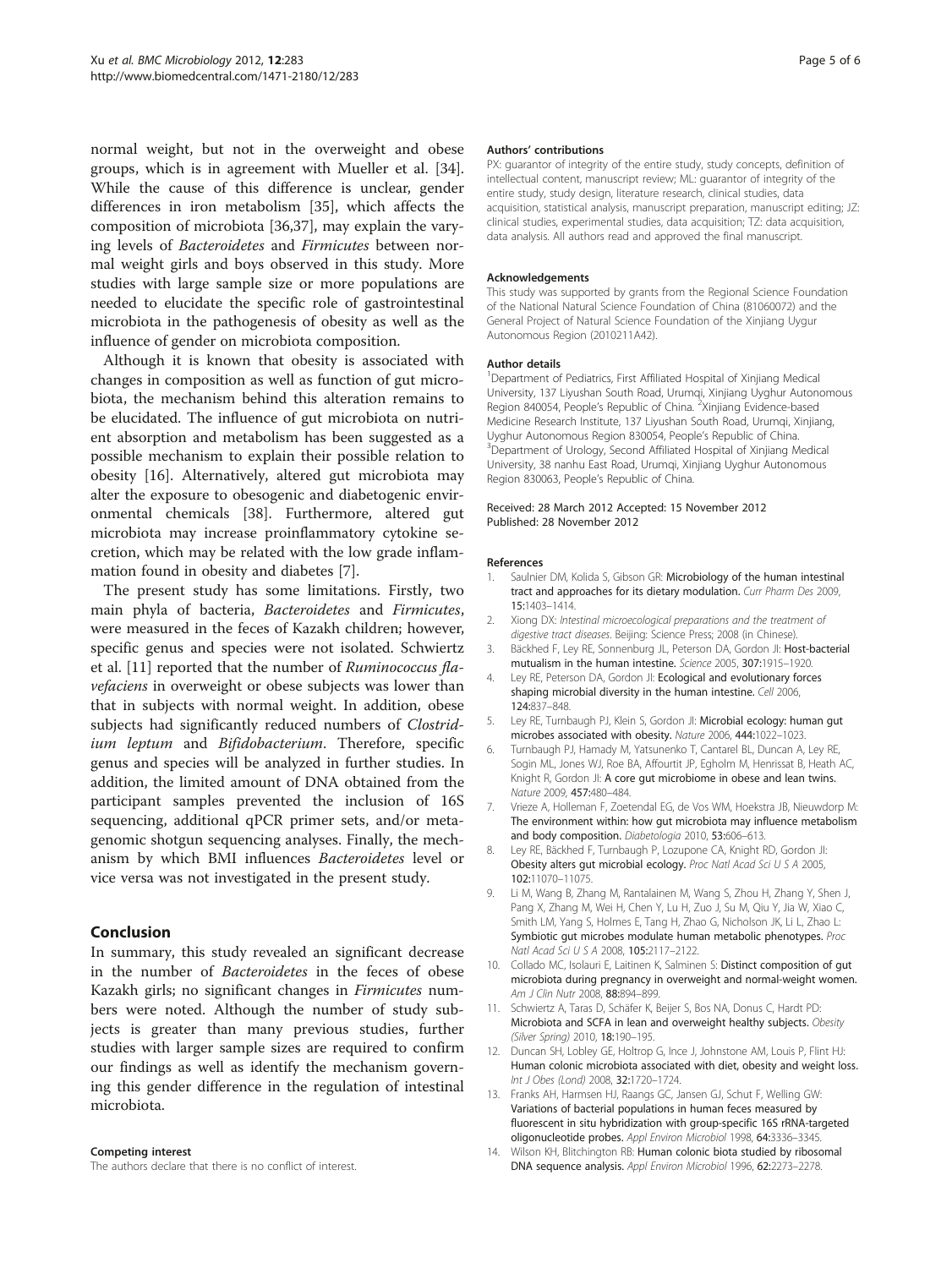normal weight, but not in the overweight and obese groups, which is in agreement with Mueller et al. [34]. While the cause of this difference is unclear, gender differences in iron metabolism [35], which affects the composition of microbiota [36,37], may explain the varying levels of *Bacteroidetes* and *Firmicutes* between normal weight girls and boys observed in this study. More studies with large sample size or more populations are needed to elucidate the specific role of gastrointestinal microbiota in the pathogenesis of obesity as well as the influence of gender on microbiota composition.

Although it is known that obesity is associated with changes in composition as well as function of gut microbiota, the mechanism behind this alteration remains to be elucidated. The influence of gut microbiota on nutrient absorption and metabolism has been suggested as a possible mechanism to explain their possible relation to obesity [16]. Alternatively, altered gut microbiota may alter the exposure to obesogenic and diabetogenic environmental chemicals [38]. Furthermore, altered gut microbiota may increase proinflammatory cytokine secretion, which may be related with the low grade inflammation found in obesity and diabetes [7].

The present study has some limitations. Firstly, two main phyla of bacteria, *Bacteroidetes* and *Firmicutes*, were measured in the feces of Kazakh children; however, specific genus and species were not isolated. Schwiertz et al. [11] reported that the number of *Ruminococcus flavefaciens* in overweight or obese subjects was lower than that in subjects with normal weight. In addition, obese subjects had significantly reduced numbers of *Clostridium leptum* and *Bifidobacterium*. Therefore, specific genus and species will be analyzed in further studies. In addition, the limited amount of DNA obtained from the participant samples prevented the inclusion of 16S sequencing, additional qPCR primer sets, and/or metagenomic shotgun sequencing analyses. Finally, the mechanism by which BMI influences *Bacteroidetes* level or vice versa was not investigated in the present study.

## Conclusion

In summary, this study revealed an significant decrease in the number of *Bacteroidetes* in the feces of obese Kazakh girls; no significant changes in *Firmicutes* numbers were noted. Although the number of study subjects is greater than many previous studies, further studies with larger sample sizes are required to confirm our findings as well as identify the mechanism governing this gender difference in the regulation of intestinal microbiota.

#### Competing interest

The authors declare that there is no conflict of interest.

#### Authors' contributions

PX: guarantor of integrity of the entire study, study concepts, definition of intellectual content, manuscript review; ML: guarantor of integrity of the entire study, study design, literature research, clinical studies, data acquisition, statistical analysis, manuscript preparation, manuscript editing; JZ: clinical studies, experimental studies, data acquisition; TZ: data acquisition, data analysis. All authors read and approved the final manuscript.

#### Acknowledgements

This study was supported by grants from the Regional Science Foundation of the National Natural Science Foundation of China (81060072) and the General Project of Natural Science Foundation of the Xinjiang Uygur Autonomous Region (2010211A42).

#### Author details

[1]Department of Pediatrics, First Affiliated Hospital of Xinjiang Medical University, 137 Liyushan South Road, Urumqi, Xinjiang Uyghur Autonomous Region 840054, People's Republic of China. [2]Xinjiang Evidence-based Medicine Research Institute, 137 Liyushan South Road, Urumqi, Xinjiang, Uyghur Autonomous Region 830054, People's Republic of China. [3]Department of Urology, Second Affiliated Hospital of Xinjiang Medical University, 38 nanhu East Road, Urumqi, Xinjiang Uyghur Autonomous Region 830063, People's Republic of China.

Received: 28 March 2012 Accepted: 15 November 2012
Published: 28 November 2012

#### References

1. Saulnier DM, Kolida S, Gibson GR: **Microbiology of the human intestinal tract and approaches for its dietary modulation.** *Curr Pharm Des* 2009, **15:**1403–1414.
2. Xiong DX: *Intestinal microecological preparations and the treatment of digestive tract diseases*. Beijing: Science Press; 2008 (in Chinese).
3. Bäckhed F, Ley RE, Sonnenburg JL, Peterson DA, Gordon JI: **Host-bacterial mutualism in the human intestine.** *Science* 2005, **307:**1915–1920.
4. Ley RE, Peterson DA, Gordon JI: **Ecological and evolutionary forces shaping microbial diversity in the human intestine.** *Cell* 2006, **124:**837–848.
5. Ley RE, Turnbaugh PJ, Klein S, Gordon JI: **Microbial ecology: human gut microbes associated with obesity.** *Nature* 2006, **444:**1022–1023.
6. Turnbaugh PJ, Hamady M, Yatsunenko T, Cantarel BL, Duncan A, Ley RE, Sogin ML, Jones WJ, Roe BA, Affourtit JP, Egholm M, Henrissat B, Heath AC, Knight R, Gordon JI: **A core gut microbiome in obese and lean twins.** *Nature* 2009, **457:**480–484.
7. Vrieze A, Holleman F, Zoetendal EG, de Vos WM, Hoekstra JB, Nieuwdorp M: **The environment within: how gut microbiota may influence metabolism and body composition.** *Diabetologia* 2010, **53:**606–613.
8. Ley RE, Bäckhed F, Turnbaugh P, Lozupone CA, Knight RD, Gordon JI: **Obesity alters gut microbial ecology.** *Proc Natl Acad Sci U S A* 2005, **102:**11070–11075.
9. Li M, Wang B, Zhang M, Rantalainen M, Wang S, Zhou H, Zhang Y, Shen J, Pang X, Zhang M, Wei H, Chen Y, Lu H, Zuo J, Su M, Qiu Y, Jia W, Xiao C, Smith LM, Yang S, Holmes E, Tang H, Zhao G, Nicholson JK, Li L, Zhao L: **Symbiotic gut microbes modulate human metabolic phenotypes.** *Proc Natl Acad Sci U S A* 2008, **105:**2117–2122.
10. Collado MC, Isolauri E, Laitinen K, Salminen S: **Distinct composition of gut microbiota during pregnancy in overweight and normal-weight women.** *Am J Clin Nutr* 2008, **88:**894–899.
11. Schwiertz A, Taras D, Schäfer K, Beijer S, Bos NA, Donus C, Hardt PD: **Microbiota and SCFA in lean and overweight healthy subjects.** *Obesity (Silver Spring)* 2010, **18:**190–195.
12. Duncan SH, Lobley GE, Holtrop G, Ince J, Johnstone AM, Louis P, Flint HJ: **Human colonic microbiota associated with diet, obesity and weight loss.** *Int J Obes (Lond)* 2008, **32:**1720–1724.
13. Franks AH, Harmsen HJ, Raangs GC, Jansen GJ, Schut F, Welling GW: **Variations of bacterial populations in human feces measured by fluorescent in situ hybridization with group-specific 16S rRNA-targeted oligonucleotide probes.** *Appl Environ Microbiol* 1998, **64:**3336–3345.
14. Wilson KH, Blitchington RB: **Human colonic biota studied by ribosomal DNA sequence analysis.** *Appl Environ Microbiol* 1996, **62:**2273–2278.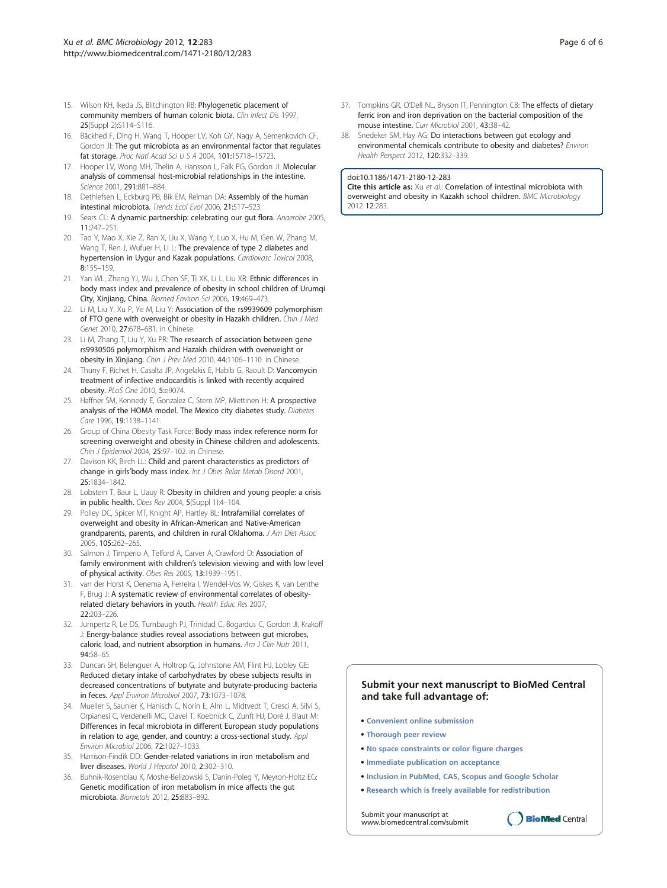15. Wilson KH, Ikeda JS, Blitchington RB: **Phylogenetic placement of community members of human colonic biota.** *Clin Infect Dis* 1997, **25**(Suppl 2):S114–S116.
16. Bäckhed F, Ding H, Wang T, Hooper LV, Koh GY, Nagy A, Semenkovich CF, Gordon JI: **The gut microbiota as an environmental factor that regulates fat storage.** *Proc Natl Acad Sci U S A* 2004, **101**:15718–15723.
17. Hooper LV, Wong MH, Thelin A, Hansson L, Falk PG, Gordon JI: **Molecular analysis of commensal host-microbial relationships in the intestine.** *Science* 2001, **291**:881–884.
18. Dethlefsen L, Eckburg PB, Bik EM, Relman DA: **Assembly of the human intestinal microbiota.** *Trends Ecol Evol* 2006, **21**:517–523.
19. Sears CL: **A dynamic partnership: celebrating our gut flora.** *Anaerobe* 2005, **11**:247–251.
20. Tao Y, Mao X, Xie Z, Ran X, Liu X, Wang Y, Luo X, Hu M, Gen W, Zhang M, Wang T, Ren J, Wufuer H, Li L: **The prevalence of type 2 diabetes and hypertension in Uygur and Kazak populations.** *Cardiovasc Toxicol* 2008, **8**:155–159.
21. Yan WL, Zheng YJ, Wu J, Chen SF, Ti XK, Li L, Liu XR: **Ethnic differences in body mass index and prevalence of obesity in school children of Urumqi City, Xinjiang, China.** *Biomed Environ Sci* 2006, **19**:469–473.
22. Li M, Liu Y, Xu P, Ye M, Liu Y: **Association of the rs9939609 polymorphism of FTO gene with overweight or obesity in Hazakh children.** *Chin J Med Genet* 2010, **27**:678–681. in Chinese.
23. Li M, Zhang T, Liu Y, Xu PR: **The research of association between gene rs9930506 polymorphism and Hazakh children with overweight or obesity in Xinjiang.** *Chin J Prev Med* 2010, **44**:1106–1110. in Chinese.
24. Thuny F, Richet H, Casalta JP, Angelakis E, Habib G, Raoult D: **Vancomycin treatment of infective endocarditis is linked with recently acquired obesity.** *PLoS One* 2010, **5**:e9074.
25. Haffner SM, Kennedy E, Gonzalez C, Stern MP, Miettinen H: **A prospective analysis of the HOMA model. The Mexico city diabetes study.** *Diabetes Care* 1996, **19**:1138–1141.
26. Group of China Obesity Task Force: **Body mass index reference norm for screening overweight and obesity in Chinese children and adolescents.** *Chin J Epidemiol* 2004, **25**:97–102. in Chinese.
27. Davison KK, Birch LL: **Child and parent characteristics as predictors of change in girls'body mass index.** *Int J Obes Relat Metab Disord* 2001, **25**:1834–1842.
28. Lobstein T, Baur L, Uauy R: **Obesity in children and young people: a crisis in public health.** *Obes Rev* 2004, **5**(Suppl 1):4–104.
29. Polley DC, Spicer MT, Knight AP, Hartley BL: **Intrafamilial correlates of overweight and obesity in African-American and Native-American grandparents, parents, and children in rural Oklahoma.** *J Am Diet Assoc* 2005, **105**:262–265.
30. Salmon J, Timperio A, Telford A, Carver A, Crawford D: **Association of family environment with children's television viewing and with low level of physical activity.** *Obes Res* 2005, **13**:1939–1951.
31. van der Horst K, Oenema A, Ferreira I, Wendel-Vos W, Giskes K, van Lenthe F, Brug J: **A systematic review of environmental correlates of obesity-related dietary behaviors in youth.** *Health Educ Res* 2007, **22**:203–226.
32. Jumpertz R, Le DS, Turnbaugh PJ, Trinidad C, Bogardus C, Gordon JI, Krakoff J: **Energy-balance studies reveal associations between gut microbes, caloric load, and nutrient absorption in humans.** *Am J Clin Nutr* 2011, **94**:58–65.
33. Duncan SH, Belenguer A, Holtrop G, Johnstone AM, Flint HJ, Lobley GE: **Reduced dietary intake of carbohydrates by obese subjects results in decreased concentrations of butyrate and butyrate-producing bacteria in feces.** *Appl Environ Microbiol* 2007, **73**:1073–1078.
34. Mueller S, Saunier K, Hanisch C, Norin E, Alm L, Midtvedt T, Cresci A, Silvi S, Orpianesi C, Verdenelli MC, Clavel T, Koebnick C, Zunft HJ, Doré J, Blaut M: **Differences in fecal microbiota in different European study populations in relation to age, gender, and country: a cross-sectional study.** *Appl Environ Microbiol* 2006, **72**:1027–1033.
35. Harrison-Findik DD: **Gender-related variations in iron metabolism and liver diseases.** *World J Hepatol* 2010, **2**:302–310.
36. Buhnik-Rosenblau K, Moshe-Belizowski S, Danin-Poleg Y, Meyron-Holtz EG: **Genetic modification of iron metabolism in mice affects the gut microbiota.** *Biometals* 2012, **25**:883–892.
37. Tompkins GR, O'Dell NL, Bryson IT, Pennington CB: **The effects of dietary ferric iron and iron deprivation on the bacterial composition of the mouse intestine.** *Curr Microbiol* 2001, **43**:38–42.
38. Snedeker SM, Hay AG: **Do interactions between gut ecology and environmental chemicals contribute to obesity and diabetes?** *Environ Health Perspect* 2012, **120**:332–339.

doi:10.1186/1471-2180-12-283
**Cite this article as:** Xu *et al.*: Correlation of intestinal microbiota with overweight and obesity in Kazakh school children. *BMC Microbiology* 2012 **12**:283.

**Submit your next manuscript to BioMed Central and take full advantage of:**

- **Convenient online submission**
- **Thorough peer review**
- **No space constraints or color figure charges**
- **Immediate publication on acceptance**
- **Inclusion in PubMed, CAS, Scopus and Google Scholar**
- **Research which is freely available for redistribution**

Submit your manuscript at
www.biomedcentral.com/submit

BioMed Central